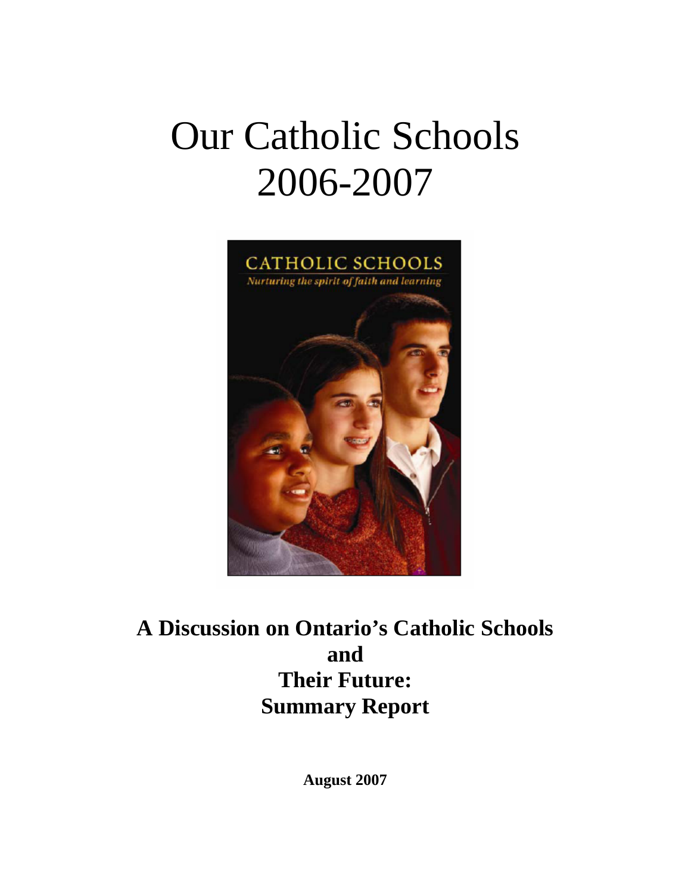# Our Catholic Schools 2006-2007

**A Discussion on Ontario's Catholic Schools and Their Future: Summary Report**

**August 2007**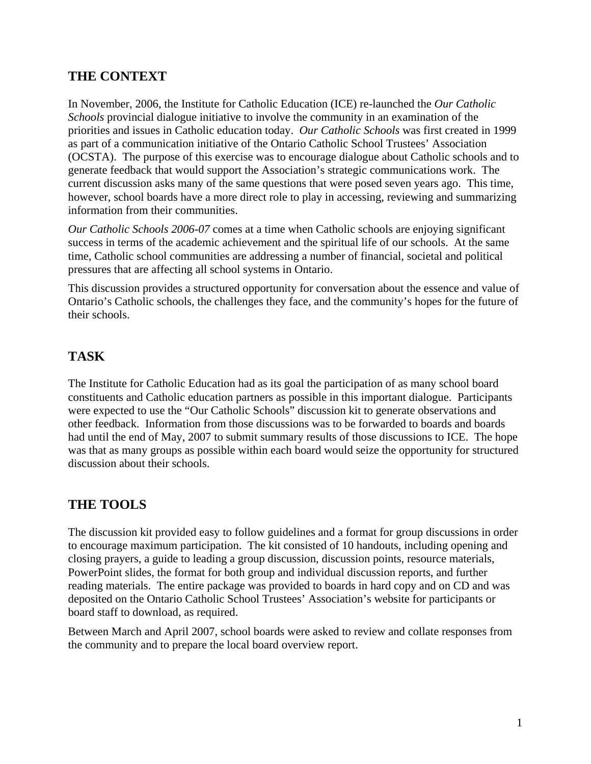## THE CONTEXT

In November, 2006, the Institute for Catholic Education (ICE) re-launched the *Our Catholic Schools* provincial dialogue initiative to involve the community in an examination of the priorities and issues in Catholic education today. *Our Catholic Schools* was first created in 1999 as part of a communication initiative of the Ontario Catholic School Trustees' Association (OCSTA). The purpose of this exercise was to encourage dialogue about Catholic schools and to generate feedback that would support the Association's strategic communications work. The current discussion asks many of the same questions that were posed seven years ago. This time, however, school boards have a more direct role to play in accessing, reviewing and summarizing information from their communities.

*Our Catholic Schools 2006-07* comes at a time when Catholic schools are enjoying significant success in terms of the academic achievement and the spiritual life of our schools. At the same time, Catholic school communities are addressing a number of financial, societal and political pressures that are affecting all school systems in Ontario.

This discussion provides a structured opportunity for conversation about the essence and value of Ontario's Catholic schools, the challenges they face, and the community's hopes for the future of their schools.

## TASK

The Institute for Catholic Education had as its goal the participation of as many school board constituents and Catholic education partners as possible in this important dialogue. Participants were expected to use the "Our Catholic Schools" discussion kit to generate observations and other feedback. Information from those discussions was to be forwarded to boards and boards had until the end of May, 2007 to submit summary results of those discussions to ICE. The hope was that as many groups as possible within each board would seize the opportunity for structured discussion about their schools.

## THE TOOLS

The discussion kit provided easy to follow guidelines and a format for group discussions in order to encourage maximum participation. The kit consisted of 10 handouts, including opening and closing prayers, a guide to leading a group discussion, discussion points, resource materials, PowerPoint slides, the format for both group and individual discussion reports, and further reading materials. The entire package was provided to boards in hard copy and on CD and was deposited on the Ontario Catholic School Trustees' Association's website for participants or board staff to download, as required.

Between March and April 2007, school boards were asked to review and collate responses from the community and to prepare the local board overview report.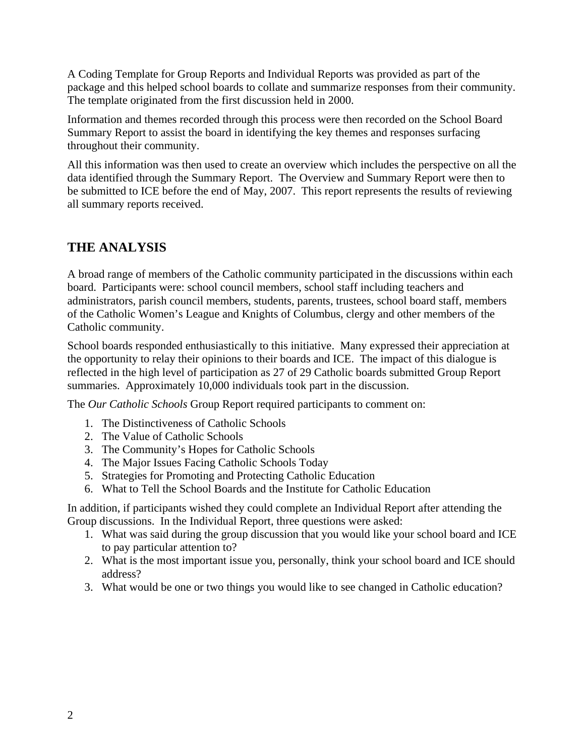A Coding Template for Group Reports and Individual Reports was provided as part of the package and this helped school boards to collate and summarize responses from their community. The template originated from the first discussion held in 2000.

Information and themes recorded through this process were then recorded on the School Board Summary Report to assist the board in identifying the key themes and responses surfacing throughout their community.

All this information was then used to create an overview which includes the perspective on all the data identified through the Summary Report. The Overview and Summary Report were then to be submitted to ICE before the end of May, 2007. This report represents the results of reviewing all summary reports received.

## THE ANALYSIS

A broad range of members of the Catholic community participated in the discussions within each board. Participants were: school council members, school staff including teachers and administrators, parish council members, students, parents, trustees, school board staff, members of the Catholic Women's League and Knights of Columbus, clergy and other members of the Catholic community.

School boards responded enthusiastically to this initiative. Many expressed their appreciation at the opportunity to relay their opinions to their boards and ICE. The impact of this dialogue is reflected in the high level of participation as 27 of 29 Catholic boards submitted Group Report summaries. Approximately 10,000 individuals took part in the discussion.

The *Our Catholic Schools* Group Report required participants to comment on:

1. The Distinctiveness of Catholic Schools
2. The Value of Catholic Schools
3. The Community's Hopes for Catholic Schools
4. The Major Issues Facing Catholic Schools Today
5. Strategies for Promoting and Protecting Catholic Education
6. What to Tell the School Boards and the Institute for Catholic Education

In addition, if participants wished they could complete an Individual Report after attending the Group discussions. In the Individual Report, three questions were asked:

1. What was said during the group discussion that you would like your school board and ICE to pay particular attention to?
2. What is the most important issue you, personally, think your school board and ICE should address?
3. What would be one or two things you would like to see changed in Catholic education?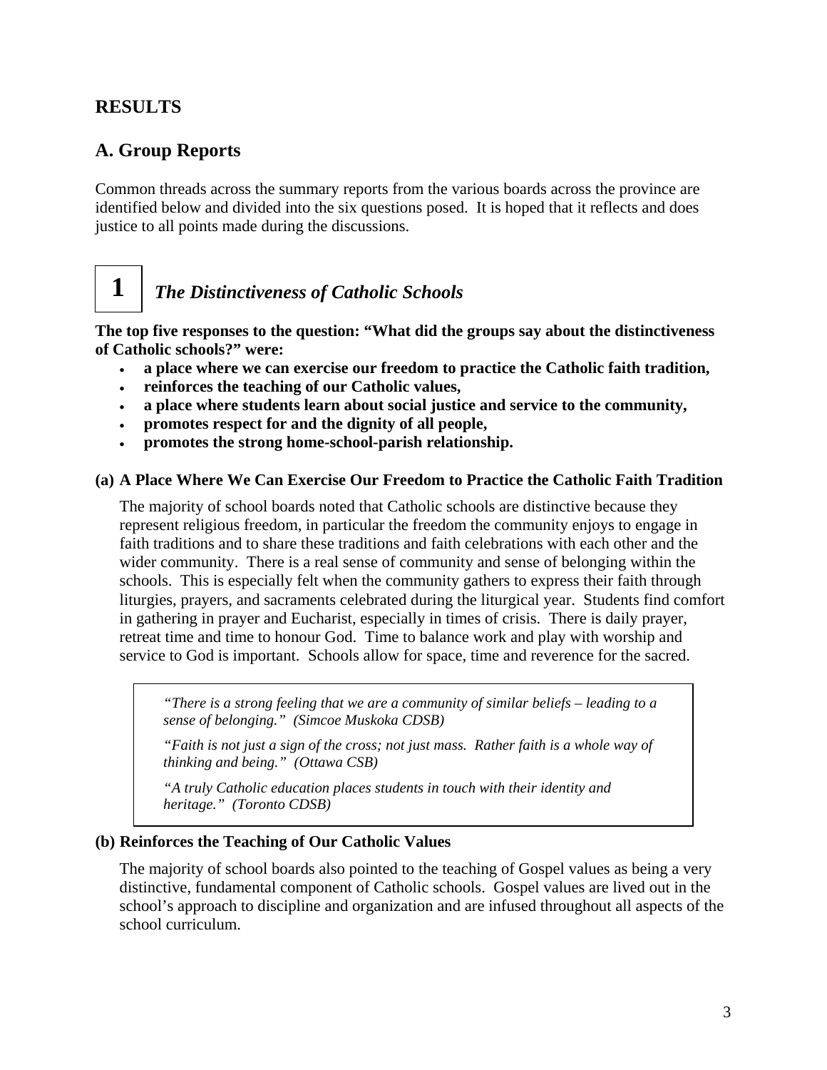## RESULTS

## A. Group Reports

Common threads across the summary reports from the various boards across the province are identified below and divided into the six questions posed. It is hoped that it reflects and does justice to all points made during the discussions.

### 1 *The Distinctiveness of Catholic Schools*

**The top five responses to the question: "What did the groups say about the distinctiveness of Catholic schools?" were:**

- **a place where we can exercise our freedom to practice the Catholic faith tradition,**
- **reinforces the teaching of our Catholic values,**
- **a place where students learn about social justice and service to the community,**
- **promotes respect for and the dignity of all people,**
- **promotes the strong home-school-parish relationship.**

#### (a) A Place Where We Can Exercise Our Freedom to Practice the Catholic Faith Tradition

The majority of school boards noted that Catholic schools are distinctive because they represent religious freedom, in particular the freedom the community enjoys to engage in faith traditions and to share these traditions and faith celebrations with each other and the wider community. There is a real sense of community and sense of belonging within the schools. This is especially felt when the community gathers to express their faith through liturgies, prayers, and sacraments celebrated during the liturgical year. Students find comfort in gathering in prayer and Eucharist, especially in times of crisis. There is daily prayer, retreat time and time to honour God. Time to balance work and play with worship and service to God is important. Schools allow for space, time and reverence for the sacred.

> *"There is a strong feeling that we are a community of similar beliefs – leading to a sense of belonging." (Simcoe Muskoka CDSB)*
>
> *"Faith is not just a sign of the cross; not just mass. Rather faith is a whole way of thinking and being." (Ottawa CSB)*
>
> *"A truly Catholic education places students in touch with their identity and heritage." (Toronto CDSB)*

#### (b) Reinforces the Teaching of Our Catholic Values

The majority of school boards also pointed to the teaching of Gospel values as being a very distinctive, fundamental component of Catholic schools. Gospel values are lived out in the school's approach to discipline and organization and are infused throughout all aspects of the school curriculum.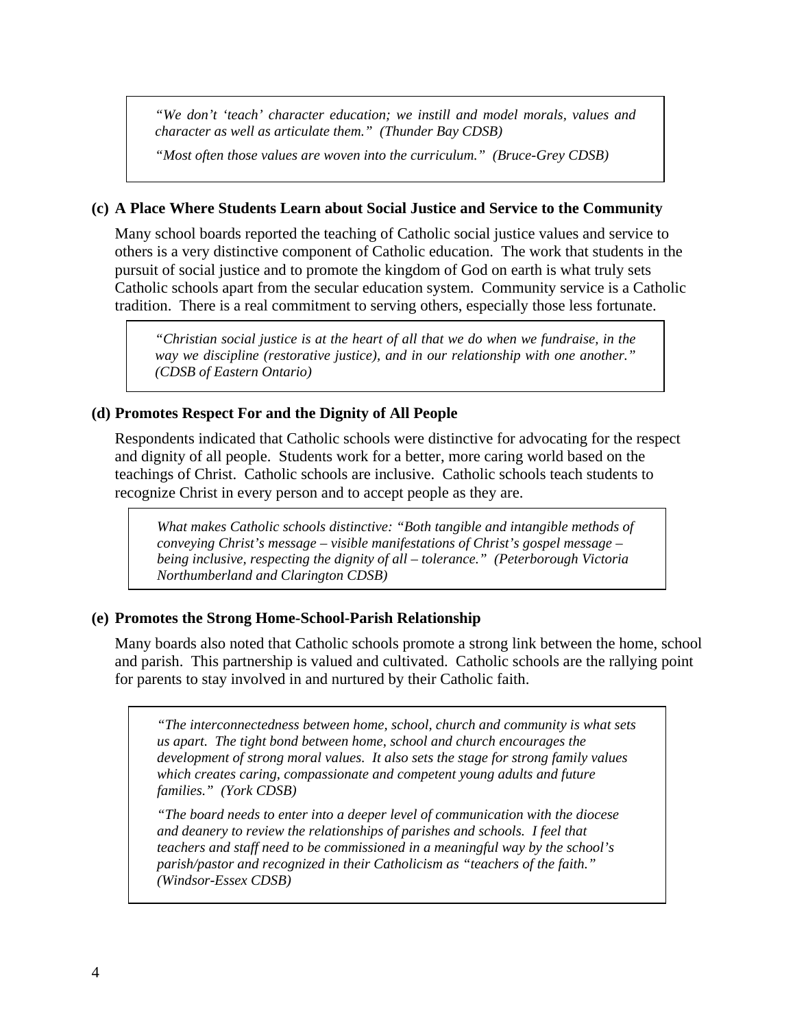*"We don't 'teach' character education; we instill and model morals, values and character as well as articulate them." (Thunder Bay CDSB)*

*"Most often those values are woven into the curriculum." (Bruce-Grey CDSB)*

### (c) A Place Where Students Learn about Social Justice and Service to the Community

Many school boards reported the teaching of Catholic social justice values and service to others is a very distinctive component of Catholic education. The work that students in the pursuit of social justice and to promote the kingdom of God on earth is what truly sets Catholic schools apart from the secular education system. Community service is a Catholic tradition. There is a real commitment to serving others, especially those less fortunate.

*"Christian social justice is at the heart of all that we do when we fundraise, in the way we discipline (restorative justice), and in our relationship with one another." (CDSB of Eastern Ontario)*

### (d) Promotes Respect For and the Dignity of All People

Respondents indicated that Catholic schools were distinctive for advocating for the respect and dignity of all people. Students work for a better, more caring world based on the teachings of Christ. Catholic schools are inclusive. Catholic schools teach students to recognize Christ in every person and to accept people as they are.

*What makes Catholic schools distinctive: "Both tangible and intangible methods of conveying Christ's message – visible manifestations of Christ's gospel message – being inclusive, respecting the dignity of all – tolerance." (Peterborough Victoria Northumberland and Clarington CDSB)*

### (e) Promotes the Strong Home-School-Parish Relationship

Many boards also noted that Catholic schools promote a strong link between the home, school and parish. This partnership is valued and cultivated. Catholic schools are the rallying point for parents to stay involved in and nurtured by their Catholic faith.

*"The interconnectedness between home, school, church and community is what sets us apart. The tight bond between home, school and church encourages the development of strong moral values. It also sets the stage for strong family values which creates caring, compassionate and competent young adults and future families." (York CDSB)*

*"The board needs to enter into a deeper level of communication with the diocese and deanery to review the relationships of parishes and schools. I feel that teachers and staff need to be commissioned in a meaningful way by the school's parish/pastor and recognized in their Catholicism as "teachers of the faith." (Windsor-Essex CDSB)*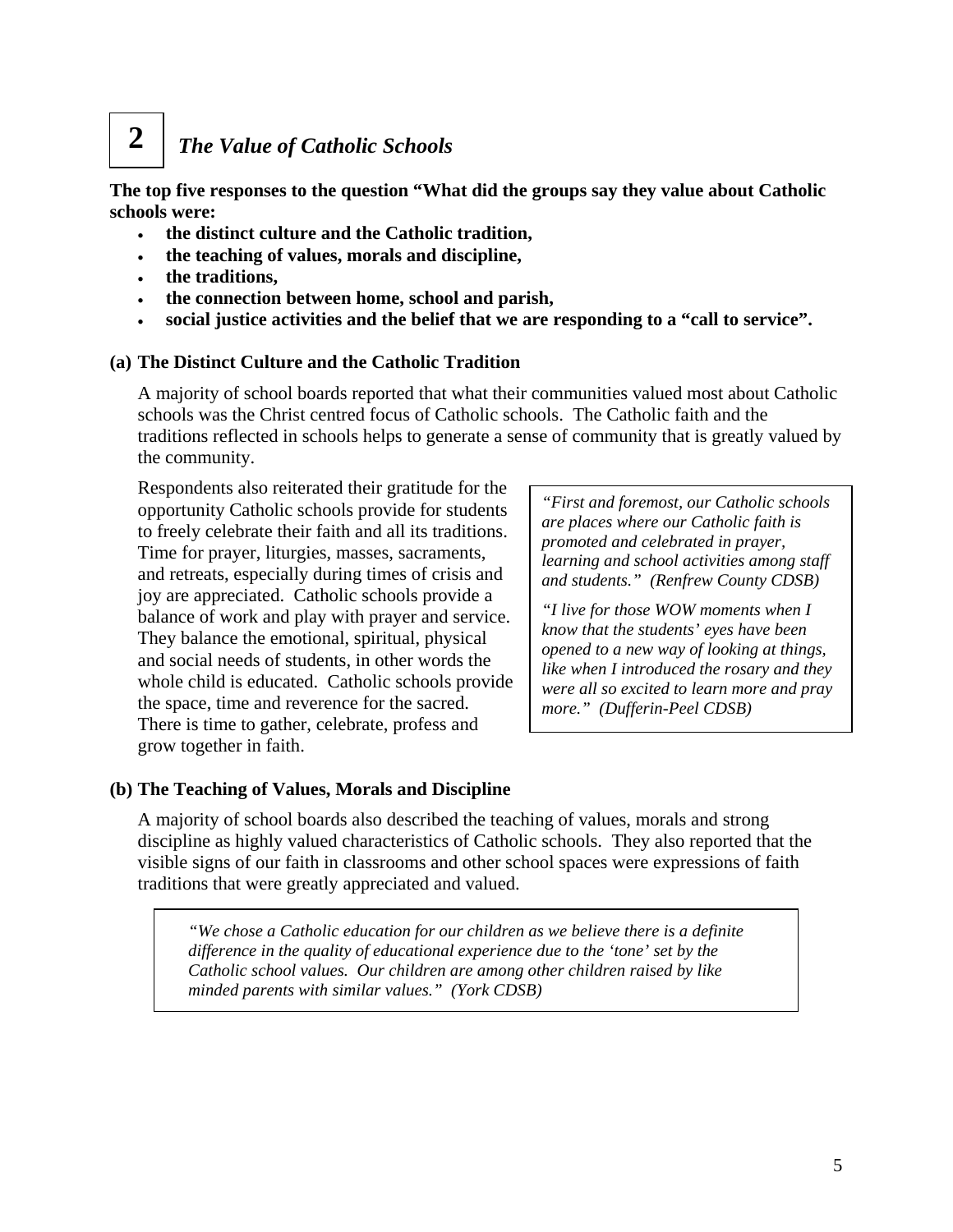## 2 *The Value of Catholic Schools*

**The top five responses to the question "What did the groups say they value about Catholic schools were:**

- **the distinct culture and the Catholic tradition,**
- **the teaching of values, morals and discipline,**
- **the traditions,**
- **the connection between home, school and parish,**
- **social justice activities and the belief that we are responding to a "call to service".**

### (a) The Distinct Culture and the Catholic Tradition

A majority of school boards reported that what their communities valued most about Catholic schools was the Christ centred focus of Catholic schools. The Catholic faith and the traditions reflected in schools helps to generate a sense of community that is greatly valued by the community.

Respondents also reiterated their gratitude for the opportunity Catholic schools provide for students to freely celebrate their faith and all its traditions. Time for prayer, liturgies, masses, sacraments, and retreats, especially during times of crisis and joy are appreciated. Catholic schools provide a balance of work and play with prayer and service. They balance the emotional, spiritual, physical and social needs of students, in other words the whole child is educated. Catholic schools provide the space, time and reverence for the sacred. There is time to gather, celebrate, profess and grow together in faith.

> *"First and foremost, our Catholic schools are places where our Catholic faith is promoted and celebrated in prayer, learning and school activities among staff and students." (Renfrew County CDSB)*
>
> *"I live for those WOW moments when I know that the students' eyes have been opened to a new way of looking at things, like when I introduced the rosary and they were all so excited to learn more and pray more." (Dufferin-Peel CDSB)*

### (b) The Teaching of Values, Morals and Discipline

A majority of school boards also described the teaching of values, morals and strong discipline as highly valued characteristics of Catholic schools. They also reported that the visible signs of our faith in classrooms and other school spaces were expressions of faith traditions that were greatly appreciated and valued.

> *"We chose a Catholic education for our children as we believe there is a definite difference in the quality of educational experience due to the 'tone' set by the Catholic school values. Our children are among other children raised by like minded parents with similar values." (York CDSB)*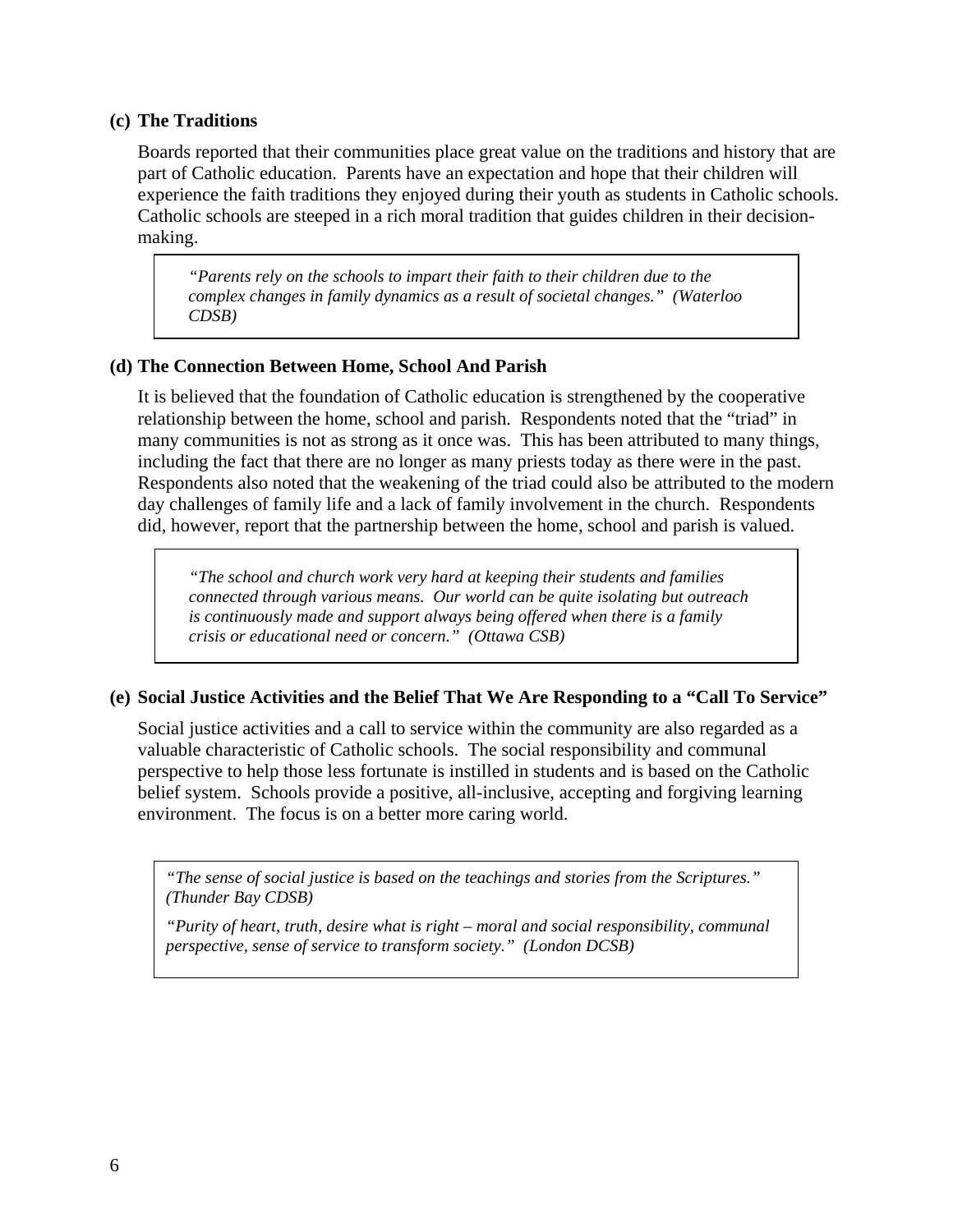### (c) The Traditions

Boards reported that their communities place great value on the traditions and history that are part of Catholic education. Parents have an expectation and hope that their children will experience the faith traditions they enjoyed during their youth as students in Catholic schools. Catholic schools are steeped in a rich moral tradition that guides children in their decision-making.

> *"Parents rely on the schools to impart their faith to their children due to the complex changes in family dynamics as a result of societal changes." (Waterloo CDSB)*

### (d) The Connection Between Home, School And Parish

It is believed that the foundation of Catholic education is strengthened by the cooperative relationship between the home, school and parish. Respondents noted that the "triad" in many communities is not as strong as it once was. This has been attributed to many things, including the fact that there are no longer as many priests today as there were in the past. Respondents also noted that the weakening of the triad could also be attributed to the modern day challenges of family life and a lack of family involvement in the church. Respondents did, however, report that the partnership between the home, school and parish is valued.

> *"The school and church work very hard at keeping their students and families connected through various means. Our world can be quite isolating but outreach is continuously made and support always being offered when there is a family crisis or educational need or concern." (Ottawa CSB)*

### (e) Social Justice Activities and the Belief That We Are Responding to a "Call To Service"

Social justice activities and a call to service within the community are also regarded as a valuable characteristic of Catholic schools. The social responsibility and communal perspective to help those less fortunate is instilled in students and is based on the Catholic belief system. Schools provide a positive, all-inclusive, accepting and forgiving learning environment. The focus is on a better more caring world.

> *"The sense of social justice is based on the teachings and stories from the Scriptures." (Thunder Bay CDSB)*
>
> *"Purity of heart, truth, desire what is right – moral and social responsibility, communal perspective, sense of service to transform society." (London DCSB)*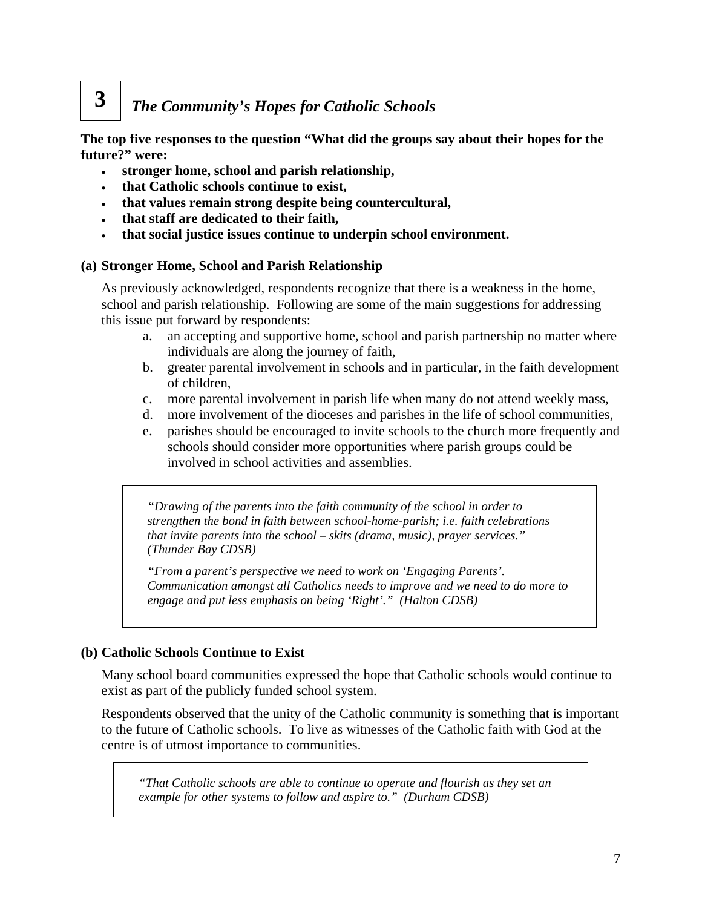# 3 *The Community's Hopes for Catholic Schools*

**The top five responses to the question "What did the groups say about their hopes for the future?" were:**

- **stronger home, school and parish relationship,**
- **that Catholic schools continue to exist,**
- **that values remain strong despite being countercultural,**
- **that staff are dedicated to their faith,**
- **that social justice issues continue to underpin school environment.**

## (a) Stronger Home, School and Parish Relationship

As previously acknowledged, respondents recognize that there is a weakness in the home, school and parish relationship. Following are some of the main suggestions for addressing this issue put forward by respondents:

a. an accepting and supportive home, school and parish partnership no matter where individuals are along the journey of faith,
b. greater parental involvement in schools and in particular, in the faith development of children,
c. more parental involvement in parish life when many do not attend weekly mass,
d. more involvement of the dioceses and parishes in the life of school communities,
e. parishes should be encouraged to invite schools to the church more frequently and schools should consider more opportunities where parish groups could be involved in school activities and assemblies.

> *"Drawing of the parents into the faith community of the school in order to strengthen the bond in faith between school-home-parish; i.e. faith celebrations that invite parents into the school – skits (drama, music), prayer services." (Thunder Bay CDSB)*
>
> *"From a parent's perspective we need to work on 'Engaging Parents'. Communication amongst all Catholics needs to improve and we need to do more to engage and put less emphasis on being 'Right'." (Halton CDSB)*

## (b) Catholic Schools Continue to Exist

Many school board communities expressed the hope that Catholic schools would continue to exist as part of the publicly funded school system.

Respondents observed that the unity of the Catholic community is something that is important to the future of Catholic schools. To live as witnesses of the Catholic faith with God at the centre is of utmost importance to communities.

> *"That Catholic schools are able to continue to operate and flourish as they set an example for other systems to follow and aspire to." (Durham CDSB)*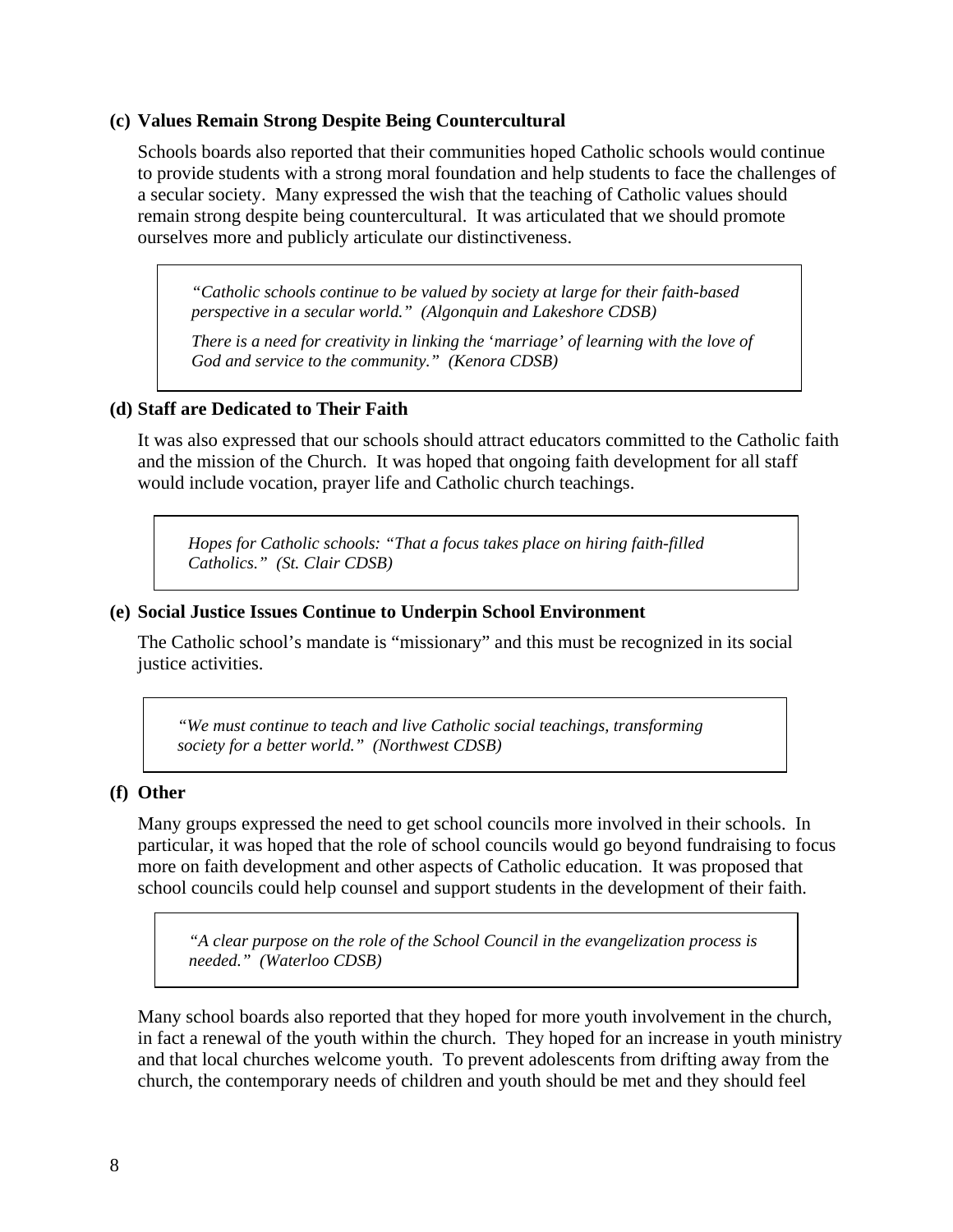### (c) Values Remain Strong Despite Being Countercultural

Schools boards also reported that their communities hoped Catholic schools would continue to provide students with a strong moral foundation and help students to face the challenges of a secular society. Many expressed the wish that the teaching of Catholic values should remain strong despite being countercultural. It was articulated that we should promote ourselves more and publicly articulate our distinctiveness.

> *"Catholic schools continue to be valued by society at large for their faith-based perspective in a secular world." (Algonquin and Lakeshore CDSB)*
>
> *There is a need for creativity in linking the 'marriage' of learning with the love of God and service to the community." (Kenora CDSB)*

### (d) Staff are Dedicated to Their Faith

It was also expressed that our schools should attract educators committed to the Catholic faith and the mission of the Church. It was hoped that ongoing faith development for all staff would include vocation, prayer life and Catholic church teachings.

> *Hopes for Catholic schools: "That a focus takes place on hiring faith-filled Catholics." (St. Clair CDSB)*

### (e) Social Justice Issues Continue to Underpin School Environment

The Catholic school's mandate is "missionary" and this must be recognized in its social justice activities.

> *"We must continue to teach and live Catholic social teachings, transforming society for a better world." (Northwest CDSB)*

### (f) Other

Many groups expressed the need to get school councils more involved in their schools. In particular, it was hoped that the role of school councils would go beyond fundraising to focus more on faith development and other aspects of Catholic education. It was proposed that school councils could help counsel and support students in the development of their faith.

> *"A clear purpose on the role of the School Council in the evangelization process is needed." (Waterloo CDSB)*

Many school boards also reported that they hoped for more youth involvement in the church, in fact a renewal of the youth within the church. They hoped for an increase in youth ministry and that local churches welcome youth. To prevent adolescents from drifting away from the church, the contemporary needs of children and youth should be met and they should feel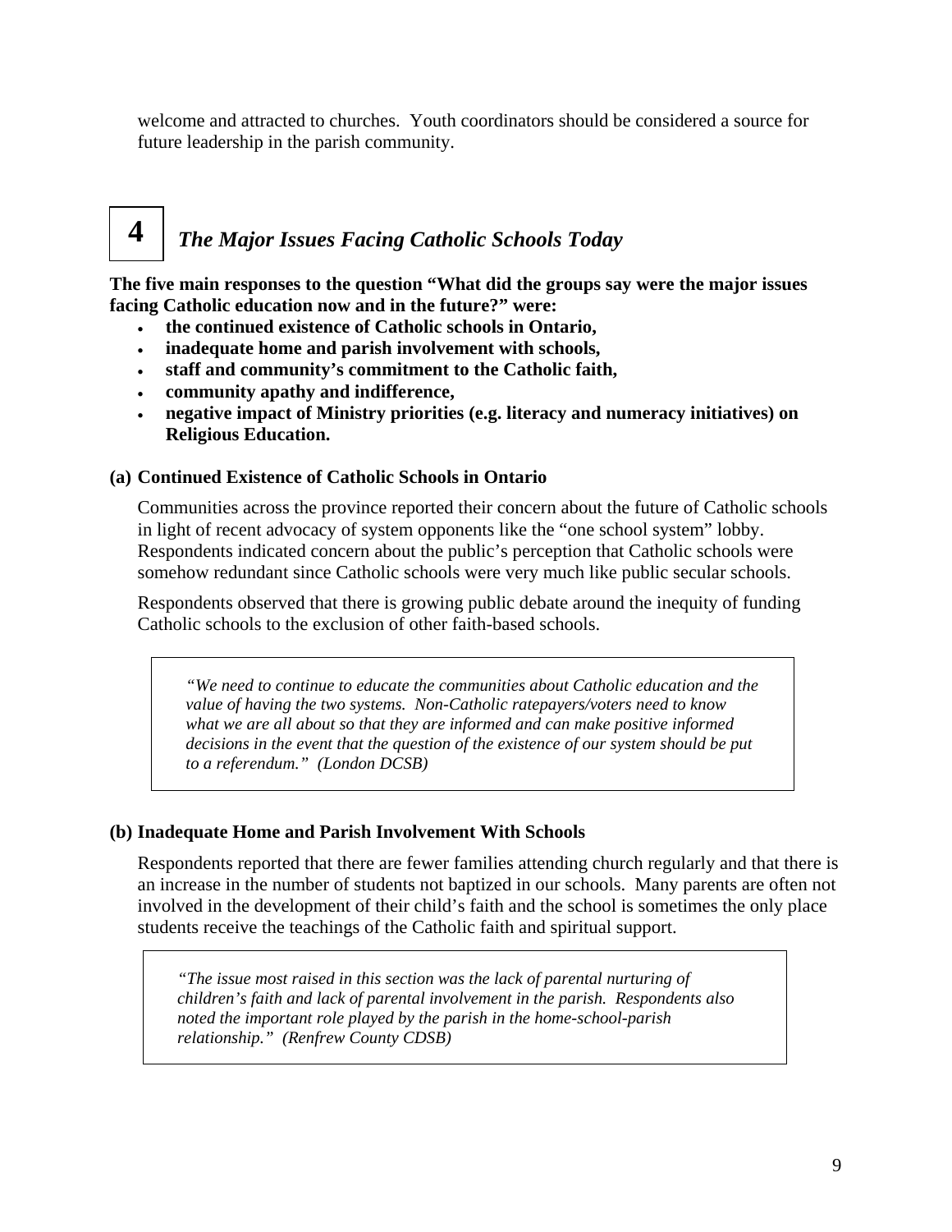welcome and attracted to churches. Youth coordinators should be considered a source for future leadership in the parish community.

## 4 *The Major Issues Facing Catholic Schools Today*

**The five main responses to the question "What did the groups say were the major issues facing Catholic education now and in the future?" were:**

- **the continued existence of Catholic schools in Ontario,**
- **inadequate home and parish involvement with schools,**
- **staff and community's commitment to the Catholic faith,**
- **community apathy and indifference,**
- **negative impact of Ministry priorities (e.g. literacy and numeracy initiatives) on Religious Education.**

### (a) Continued Existence of Catholic Schools in Ontario

Communities across the province reported their concern about the future of Catholic schools in light of recent advocacy of system opponents like the "one school system" lobby. Respondents indicated concern about the public's perception that Catholic schools were somehow redundant since Catholic schools were very much like public secular schools.

Respondents observed that there is growing public debate around the inequity of funding Catholic schools to the exclusion of other faith-based schools.

> *"We need to continue to educate the communities about Catholic education and the value of having the two systems. Non-Catholic ratepayers/voters need to know what we are all about so that they are informed and can make positive informed decisions in the event that the question of the existence of our system should be put to a referendum." (London DCSB)*

### (b) Inadequate Home and Parish Involvement With Schools

Respondents reported that there are fewer families attending church regularly and that there is an increase in the number of students not baptized in our schools. Many parents are often not involved in the development of their child's faith and the school is sometimes the only place students receive the teachings of the Catholic faith and spiritual support.

> *"The issue most raised in this section was the lack of parental nurturing of children's faith and lack of parental involvement in the parish. Respondents also noted the important role played by the parish in the home-school-parish relationship." (Renfrew County CDSB)*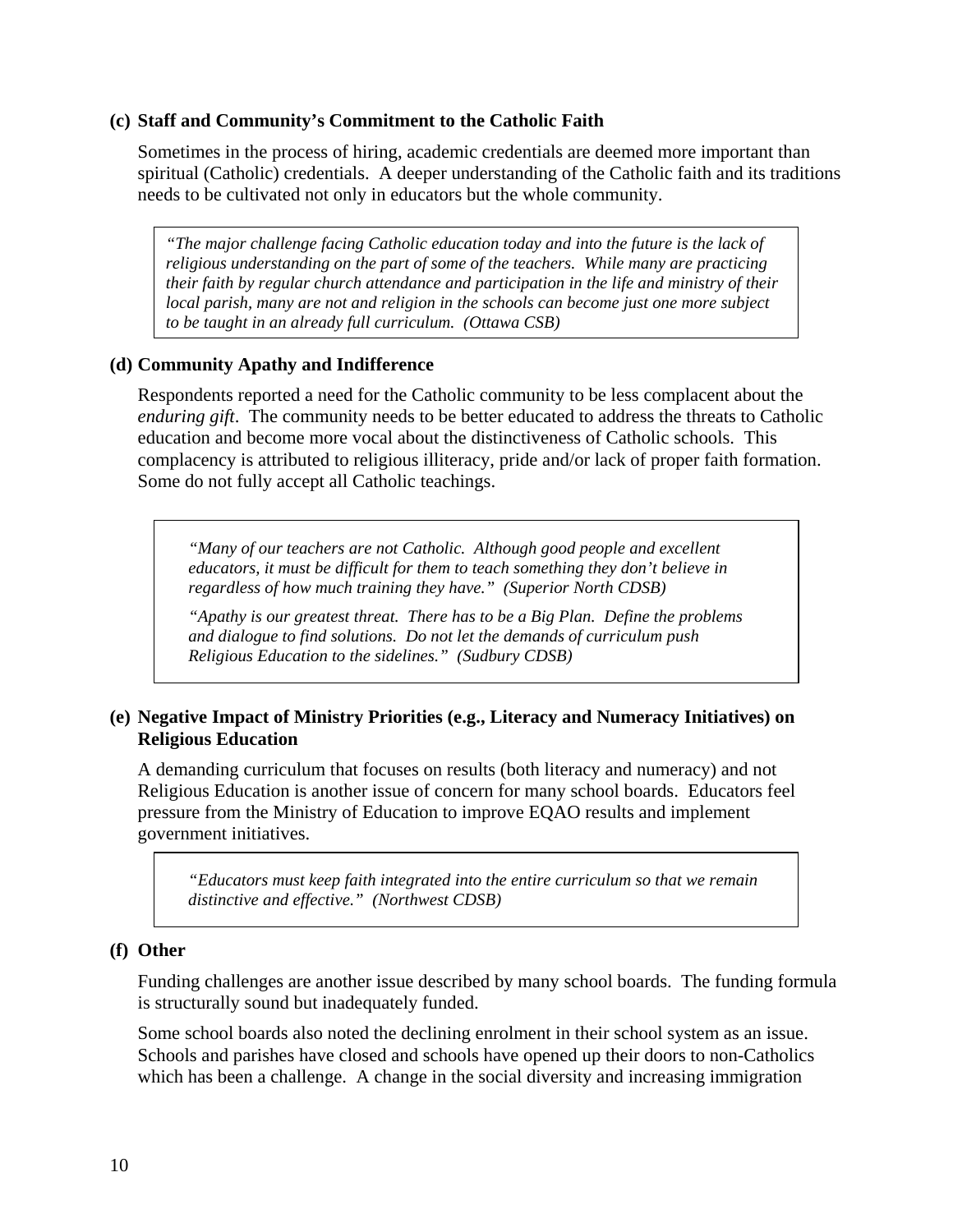### (c) Staff and Community's Commitment to the Catholic Faith

Sometimes in the process of hiring, academic credentials are deemed more important than spiritual (Catholic) credentials. A deeper understanding of the Catholic faith and its traditions needs to be cultivated not only in educators but the whole community.

> *"The major challenge facing Catholic education today and into the future is the lack of religious understanding on the part of some of the teachers. While many are practicing their faith by regular church attendance and participation in the life and ministry of their local parish, many are not and religion in the schools can become just one more subject to be taught in an already full curriculum. (Ottawa CSB)*

### (d) Community Apathy and Indifference

Respondents reported a need for the Catholic community to be less complacent about the *enduring gift*. The community needs to be better educated to address the threats to Catholic education and become more vocal about the distinctiveness of Catholic schools. This complacency is attributed to religious illiteracy, pride and/or lack of proper faith formation. Some do not fully accept all Catholic teachings.

> *"Many of our teachers are not Catholic. Although good people and excellent educators, it must be difficult for them to teach something they don't believe in regardless of how much training they have." (Superior North CDSB)*
>
> *"Apathy is our greatest threat. There has to be a Big Plan. Define the problems and dialogue to find solutions. Do not let the demands of curriculum push Religious Education to the sidelines." (Sudbury CDSB)*

### (e) Negative Impact of Ministry Priorities (e.g., Literacy and Numeracy Initiatives) on Religious Education

A demanding curriculum that focuses on results (both literacy and numeracy) and not Religious Education is another issue of concern for many school boards. Educators feel pressure from the Ministry of Education to improve EQAO results and implement government initiatives.

> *"Educators must keep faith integrated into the entire curriculum so that we remain distinctive and effective." (Northwest CDSB)*

### (f) Other

Funding challenges are another issue described by many school boards. The funding formula is structurally sound but inadequately funded.

Some school boards also noted the declining enrolment in their school system as an issue. Schools and parishes have closed and schools have opened up their doors to non-Catholics which has been a challenge. A change in the social diversity and increasing immigration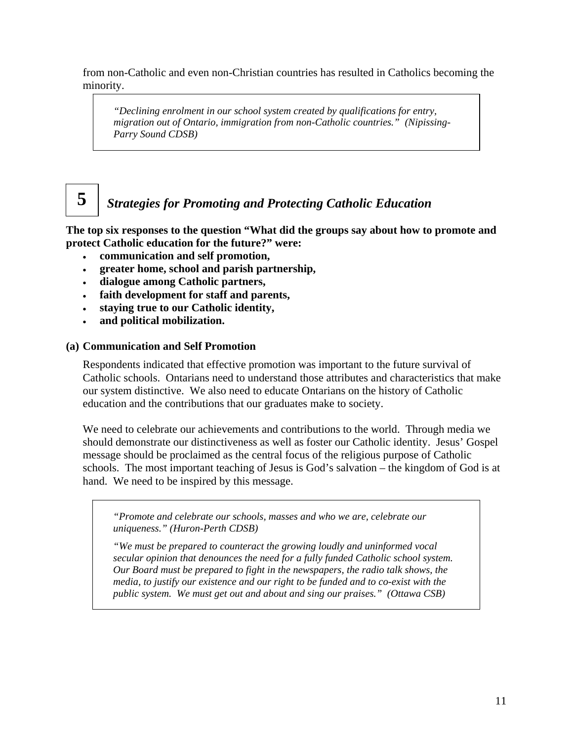from non-Catholic and even non-Christian countries has resulted in Catholics becoming the minority.

> *"Declining enrolment in our school system created by qualifications for entry, migration out of Ontario, immigration from non-Catholic countries." (Nipissing-Parry Sound CDSB)*

## 5 *Strategies for Promoting and Protecting Catholic Education*

**The top six responses to the question "What did the groups say about how to promote and protect Catholic education for the future?" were:**

- **communication and self promotion,**
- **greater home, school and parish partnership,**
- **dialogue among Catholic partners,**
- **faith development for staff and parents,**
- **staying true to our Catholic identity,**
- **and political mobilization.**

### (a) Communication and Self Promotion

Respondents indicated that effective promotion was important to the future survival of Catholic schools. Ontarians need to understand those attributes and characteristics that make our system distinctive. We also need to educate Ontarians on the history of Catholic education and the contributions that our graduates make to society.

We need to celebrate our achievements and contributions to the world. Through media we should demonstrate our distinctiveness as well as foster our Catholic identity. Jesus' Gospel message should be proclaimed as the central focus of the religious purpose of Catholic schools. The most important teaching of Jesus is God's salvation – the kingdom of God is at hand. We need to be inspired by this message.

> *"Promote and celebrate our schools, masses and who we are, celebrate our uniqueness." (Huron-Perth CDSB)*
>
> *"We must be prepared to counteract the growing loudly and uninformed vocal secular opinion that denounces the need for a fully funded Catholic school system. Our Board must be prepared to fight in the newspapers, the radio talk shows, the media, to justify our existence and our right to be funded and to co-exist with the public system. We must get out and about and sing our praises." (Ottawa CSB)*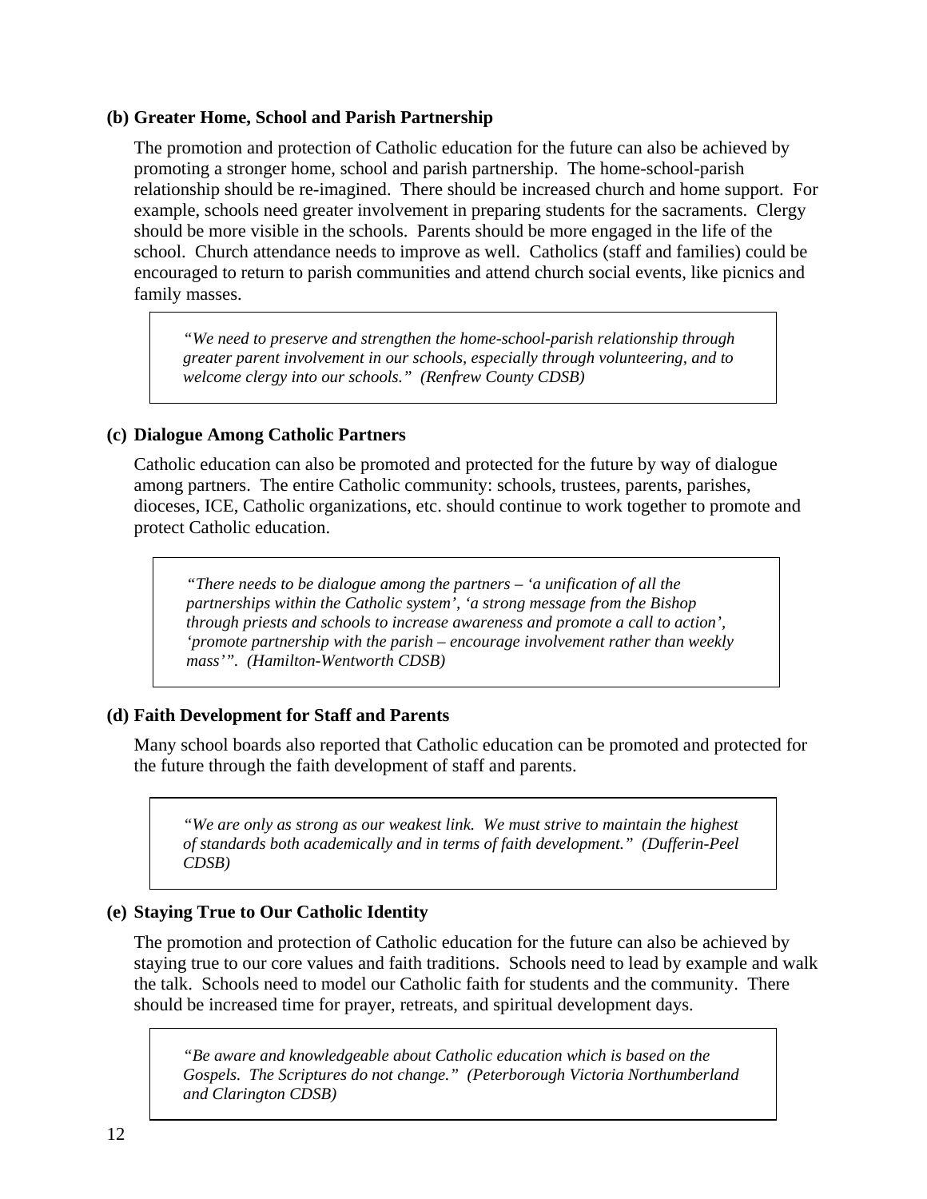### (b) Greater Home, School and Parish Partnership

The promotion and protection of Catholic education for the future can also be achieved by promoting a stronger home, school and parish partnership. The home-school-parish relationship should be re-imagined. There should be increased church and home support. For example, schools need greater involvement in preparing students for the sacraments. Clergy should be more visible in the schools. Parents should be more engaged in the life of the school. Church attendance needs to improve as well. Catholics (staff and families) could be encouraged to return to parish communities and attend church social events, like picnics and family masses.

> *"We need to preserve and strengthen the home-school-parish relationship through greater parent involvement in our schools, especially through volunteering, and to welcome clergy into our schools." (Renfrew County CDSB)*

### (c) Dialogue Among Catholic Partners

Catholic education can also be promoted and protected for the future by way of dialogue among partners. The entire Catholic community: schools, trustees, parents, parishes, dioceses, ICE, Catholic organizations, etc. should continue to work together to promote and protect Catholic education.

> *"There needs to be dialogue among the partners – 'a unification of all the partnerships within the Catholic system', 'a strong message from the Bishop through priests and schools to increase awareness and promote a call to action', 'promote partnership with the parish – encourage involvement rather than weekly mass'". (Hamilton-Wentworth CDSB)*

### (d) Faith Development for Staff and Parents

Many school boards also reported that Catholic education can be promoted and protected for the future through the faith development of staff and parents.

> *"We are only as strong as our weakest link. We must strive to maintain the highest of standards both academically and in terms of faith development." (Dufferin-Peel CDSB)*

### (e) Staying True to Our Catholic Identity

The promotion and protection of Catholic education for the future can also be achieved by staying true to our core values and faith traditions. Schools need to lead by example and walk the talk. Schools need to model our Catholic faith for students and the community. There should be increased time for prayer, retreats, and spiritual development days.

> *"Be aware and knowledgeable about Catholic education which is based on the Gospels. The Scriptures do not change." (Peterborough Victoria Northumberland and Clarington CDSB)*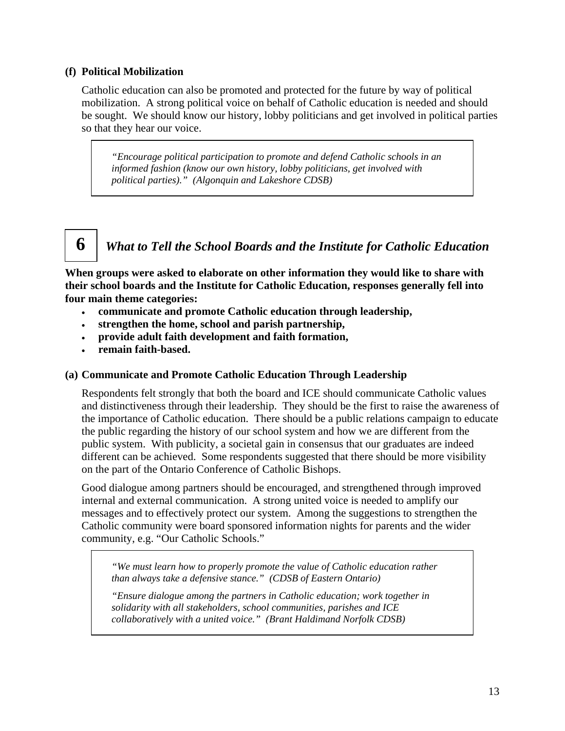### (f) Political Mobilization

Catholic education can also be promoted and protected for the future by way of political mobilization. A strong political voice on behalf of Catholic education is needed and should be sought. We should know our history, lobby politicians and get involved in political parties so that they hear our voice.

> *"Encourage political participation to promote and defend Catholic schools in an informed fashion (know our own history, lobby politicians, get involved with political parties)." (Algonquin and Lakeshore CDSB)*

## 6 *What to Tell the School Boards and the Institute for Catholic Education*

**When groups were asked to elaborate on other information they would like to share with their school boards and the Institute for Catholic Education, responses generally fell into four main theme categories:**

- **communicate and promote Catholic education through leadership,**
- **strengthen the home, school and parish partnership,**
- **provide adult faith development and faith formation,**
- **remain faith-based.**

### (a) Communicate and Promote Catholic Education Through Leadership

Respondents felt strongly that both the board and ICE should communicate Catholic values and distinctiveness through their leadership. They should be the first to raise the awareness of the importance of Catholic education. There should be a public relations campaign to educate the public regarding the history of our school system and how we are different from the public system. With publicity, a societal gain in consensus that our graduates are indeed different can be achieved. Some respondents suggested that there should be more visibility on the part of the Ontario Conference of Catholic Bishops.

Good dialogue among partners should be encouraged, and strengthened through improved internal and external communication. A strong united voice is needed to amplify our messages and to effectively protect our system. Among the suggestions to strengthen the Catholic community were board sponsored information nights for parents and the wider community, e.g. "Our Catholic Schools."

> *"We must learn how to properly promote the value of Catholic education rather than always take a defensive stance." (CDSB of Eastern Ontario)*
>
> *"Ensure dialogue among the partners in Catholic education; work together in solidarity with all stakeholders, school communities, parishes and ICE collaboratively with a united voice." (Brant Haldimand Norfolk CDSB)*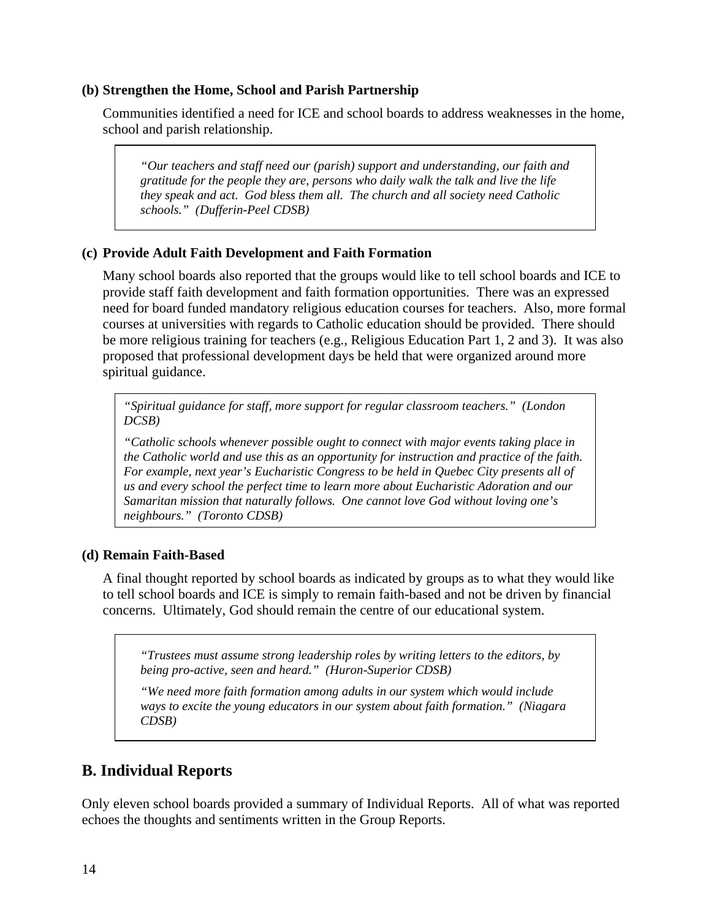**(b) Strengthen the Home, School and Parish Partnership**

Communities identified a need for ICE and school boards to address weaknesses in the home, school and parish relationship.

> *"Our teachers and staff need our (parish) support and understanding, our faith and gratitude for the people they are, persons who daily walk the talk and live the life they speak and act. God bless them all. The church and all society need Catholic schools." (Dufferin-Peel CDSB)*

**(c) Provide Adult Faith Development and Faith Formation**

Many school boards also reported that the groups would like to tell school boards and ICE to provide staff faith development and faith formation opportunities. There was an expressed need for board funded mandatory religious education courses for teachers. Also, more formal courses at universities with regards to Catholic education should be provided. There should be more religious training for teachers (e.g., Religious Education Part 1, 2 and 3). It was also proposed that professional development days be held that were organized around more spiritual guidance.

> *"Spiritual guidance for staff, more support for regular classroom teachers." (London DCSB)*
>
> *"Catholic schools whenever possible ought to connect with major events taking place in the Catholic world and use this as an opportunity for instruction and practice of the faith. For example, next year's Eucharistic Congress to be held in Quebec City presents all of us and every school the perfect time to learn more about Eucharistic Adoration and our Samaritan mission that naturally follows. One cannot love God without loving one's neighbours." (Toronto CDSB)*

**(d) Remain Faith-Based**

A final thought reported by school boards as indicated by groups as to what they would like to tell school boards and ICE is simply to remain faith-based and not be driven by financial concerns. Ultimately, God should remain the centre of our educational system.

> *"Trustees must assume strong leadership roles by writing letters to the editors, by being pro-active, seen and heard." (Huron-Superior CDSB)*
>
> *"We need more faith formation among adults in our system which would include ways to excite the young educators in our system about faith formation." (Niagara CDSB)*

## B. Individual Reports

Only eleven school boards provided a summary of Individual Reports. All of what was reported echoes the thoughts and sentiments written in the Group Reports.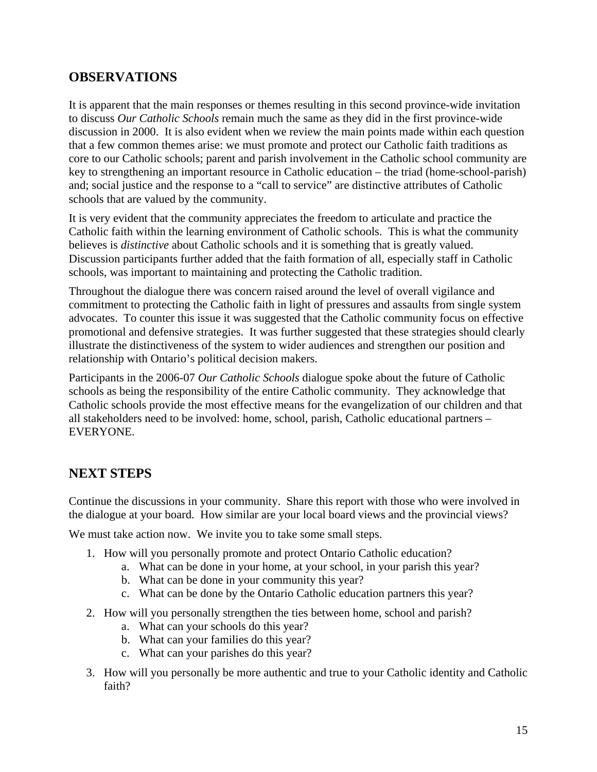## OBSERVATIONS

It is apparent that the main responses or themes resulting in this second province-wide invitation to discuss *Our Catholic Schools* remain much the same as they did in the first province-wide discussion in 2000. It is also evident when we review the main points made within each question that a few common themes arise: we must promote and protect our Catholic faith traditions as core to our Catholic schools; parent and parish involvement in the Catholic school community are key to strengthening an important resource in Catholic education – the triad (home-school-parish) and; social justice and the response to a "call to service" are distinctive attributes of Catholic schools that are valued by the community.

It is very evident that the community appreciates the freedom to articulate and practice the Catholic faith within the learning environment of Catholic schools. This is what the community believes is *distinctive* about Catholic schools and it is something that is greatly valued. Discussion participants further added that the faith formation of all, especially staff in Catholic schools, was important to maintaining and protecting the Catholic tradition.

Throughout the dialogue there was concern raised around the level of overall vigilance and commitment to protecting the Catholic faith in light of pressures and assaults from single system advocates. To counter this issue it was suggested that the Catholic community focus on effective promotional and defensive strategies. It was further suggested that these strategies should clearly illustrate the distinctiveness of the system to wider audiences and strengthen our position and relationship with Ontario's political decision makers.

Participants in the 2006-07 *Our Catholic Schools* dialogue spoke about the future of Catholic schools as being the responsibility of the entire Catholic community. They acknowledge that Catholic schools provide the most effective means for the evangelization of our children and that all stakeholders need to be involved: home, school, parish, Catholic educational partners – EVERYONE.

## NEXT STEPS

Continue the discussions in your community. Share this report with those who were involved in the dialogue at your board. How similar are your local board views and the provincial views?

We must take action now. We invite you to take some small steps.

1. How will you personally promote and protect Ontario Catholic education?
   a. What can be done in your home, at your school, in your parish this year?
   b. What can be done in your community this year?
   c. What can be done by the Ontario Catholic education partners this year?
2. How will you personally strengthen the ties between home, school and parish?
   a. What can your schools do this year?
   b. What can your families do this year?
   c. What can your parishes do this year?
3. How will you personally be more authentic and true to your Catholic identity and Catholic faith?